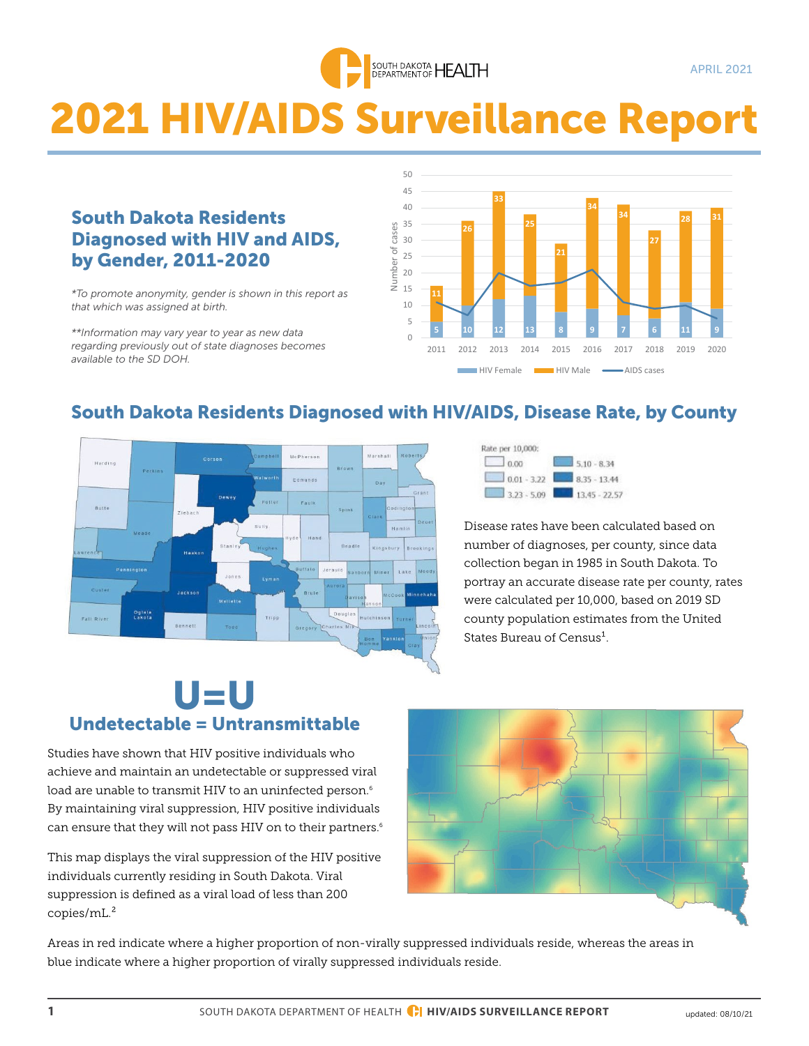APRIL 2021

# 2021 HIV/AIDS Surveillance Report

## South Dakota Residents Diagnosed with HIV and AIDS, by Gender, 2011-2020

*\*To promote anonymity, gender is shown in this report as that which was assigned at birth.*

*\*\*Information may vary year to year as new data regarding previously out of state diagnoses becomes available to the SD DOH.*

| Year | HIV Female | HIV Male |
|---|---|---|
| 2011 | 5 | 11 |
| 2012 | 10 | 26 |
| 2013 | 12 | 33 |
| 2014 | 13 | 25 |
| 2015 | 8 | 21 |
| 2016 | 9 | 34 |
| 2017 | 7 | 34 |
| 2018 | 6 | 27 |
| 2019 | 11 | 28 |
| 2020 | 9 | 31 |

## South Dakota Residents Diagnosed with HIV/AIDS, Disease Rate, by County

Rate per 10,000:

- 0.00
- 0.01 - 3.22
- 3.23 - 5.09
- 5.10 - 8.34
- 8.35 - 13.44
- 13.45 - 22.57

Disease rates have been calculated based on number of diagnoses, per county, since data collection began in 1985 in South Dakota. To portray an accurate disease rate per county, rates were calculated per 10,000, based on 2019 SD county population estimates from the United States Bureau of Census[1].

## U=U

## Undetectable = Untransmittable

Studies have shown that HIV positive individuals who achieve and maintain an undetectable or suppressed viral load are unable to transmit HIV to an uninfected person.[6] By maintaining viral suppression, HIV positive individuals can ensure that they will not pass HIV on to their partners.[6]

This map displays the viral suppression of the HIV positive individuals currently residing in South Dakota. Viral suppression is defined as a viral load of less than 200 copies/mL.[2]

Areas in red indicate where a higher proportion of non-virally suppressed individuals reside, whereas the areas in blue indicate where a higher proportion of virally suppressed individuals reside.

updated: 08/10/21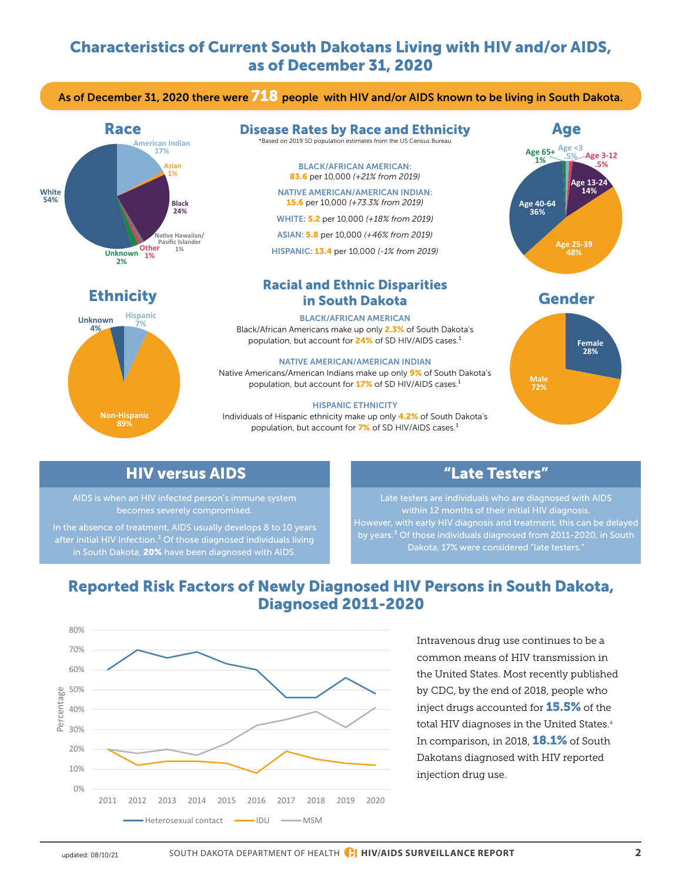# Characteristics of Current South Dakotans Living with HIV and/or AIDS, as of December 31, 2020

**As of December 31, 2020 there were 718 people with HIV and/or AIDS known to be living in South Dakota.**

## Race

White 54%, Black 24%, American Indian 17%, Asian 1%, Native Hawaiian/Pasific Islander 1%, Other 1%, Unknown 2%

## Disease Rates by Race and Ethnicity

*Based on 2019 SD population estimates from the US Census Bureau

BLACK/AFRICAN AMERICAN: **83.6** per 10,000 *(+21% from 2019)*

NATIVE AMERICAN/AMERICAN INDIAN: **15.6** per 10,000 *(+73.3% from 2019)*

WHITE: **5.2** per 10,000 *(+18% from 2019)*

ASIAN: **5.8** per 10,000 *(+46% from 2019)*

HISPANIC: **13.4** per 10,000 *(-1% from 2019)*

## Age

Age <3 .5%, Age 3-12 .5%, Age 13-24 14%, Age 25-39 48%, Age 40-64 36%, Age 65+ 1%

## Ethnicity

Hispanic 7%, Non-Hispanic 89%, Unknown 4%

## Racial and Ethnic Disparities in South Dakota

**BLACK/AFRICAN AMERICAN**

Black/African Americans make up only **2.3%** of South Dakota's population, but account for **24%** of SD HIV/AIDS cases.[1]

**NATIVE AMERICAN/AMERICAN INDIAN**

Native Americans/American Indians make up only **9%** of South Dakota's population, but account for **17%** of SD HIV/AIDS cases.[1]

**HISPANIC ETHNICITY**

Individuals of Hispanic ethnicity make up only **4.2%** of South Dakota's population, but account for **7%** of SD HIV/AIDS cases.[1]

## Gender

Female 28%, Male 72%

## HIV versus AIDS

AIDS is when an HIV infected person's immune system becomes severely compromised.

In the absence of treatment, AIDS usually develops 8 to 10 years after initial HIV Infection.[3] Of those diagnosed individuals living in South Dakota, **20%** have been diagnosed with AIDS.

## "Late Testers"

Late testers are individuals who are diagnosed with AIDS within 12 months of their initial HIV diagnosis. However, with early HIV diagnosis and treatment, this can be delayed by years.[3] Of those individuals diagnosed from 2011-2020, in South Dakota, 17% were considered "late testers."

## Reported Risk Factors of Newly Diagnosed HIV Persons in South Dakota, Diagnosed 2011-2020

| Year | Heterosexual contact | IDU | MSM |
|---|---|---|---|
| 2011 | 60% | 20% | 20% |
| 2012 | 70% | 12% | 18% |
| 2013 | 66% | 14% | 20% |
| 2014 | 69% | 14% | 17% |
| 2015 | 63% | 13% | 23% |
| 2016 | 60% | 8% | 32% |
| 2017 | 46% | 19% | 35% |
| 2018 | 46% | 15% | 39% |
| 2019 | 56% | 13% | 31% |
| 2020 | 48% | 12% | 41% |

Intravenous drug use continues to be a common means of HIV transmission in the United States. Most recently published by CDC, by the end of 2018, people who inject drugs accounted for **15.5%** of the total HIV diagnoses in the United States.[4] In comparison, in 2018, **18.1%** of South Dakotans diagnosed with HIV reported injection drug use.

updated: 08/10/21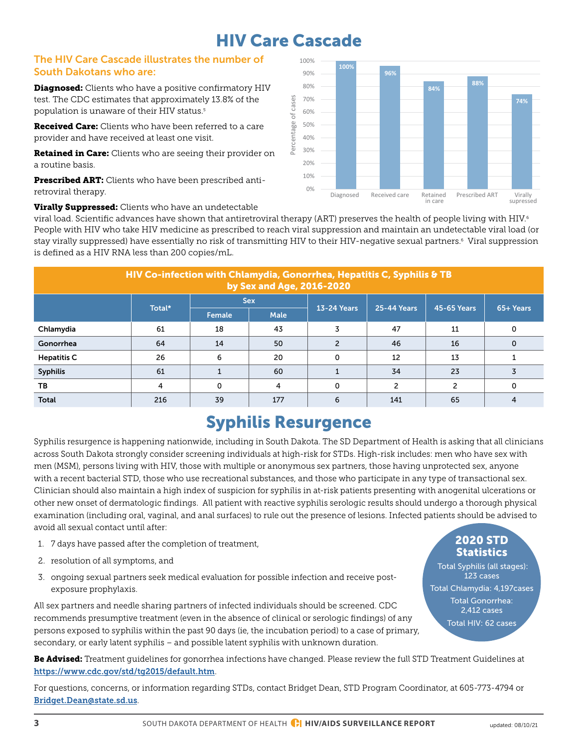# HIV Care Cascade

**The HIV Care Cascade illustrates the number of South Dakotans who are:**

**Diagnosed:** Clients who have a positive confirmatory HIV test. The CDC estimates that approximately 13.8% of the population is unaware of their HIV status.[5]

**Received Care:** Clients who have been referred to a care provider and have received at least one visit.

**Retained in Care:** Clients who are seeing their provider on a routine basis.

**Prescribed ART:** Clients who have been prescribed anti-retroviral therapy.

**Virally Suppressed:** Clients who have an undetectable viral load. Scientific advances have shown that antiretroviral therapy (ART) preserves the health of people living with HIV.[6] People with HIV who take HIV medicine as prescribed to reach viral suppression and maintain an undetectable viral load (or stay virally suppressed) have essentially no risk of transmitting HIV to their HIV-negative sexual partners.[6] Viral suppression is defined as a HIV RNA less than 200 copies/mL.

| Stage | Percentage of cases |
|---|---|
| Diagnosed | 100% |
| Received care | 96% |
| Retained in care | 84% |
| Prescribed ART | 88% |
| Virally supressed | 74% |

**HIV Co-infection with Chlamydia, Gonorrhea, Hepatitis C, Syphilis & TB by Sex and Age, 2016-2020**

| | Total* | Sex | | 13-24 Years | 25-44 Years | 45-65 Years | 65+ Years |
|---|---|---|---|---|---|---|---|
| | | Female | Male | | | | |
| Chlamydia | 61 | 18 | 43 | 3 | 47 | 11 | 0 |
| Gonorrhea | 64 | 14 | 50 | 2 | 46 | 16 | 0 |
| Hepatitis C | 26 | 6 | 20 | 0 | 12 | 13 | 1 |
| Syphilis | 61 | 1 | 60 | 1 | 34 | 23 | 3 |
| TB | 4 | 0 | 4 | 0 | 2 | 2 | 0 |
| Total | 216 | 39 | 177 | 6 | 141 | 65 | 4 |

# Syphilis Resurgence

Syphilis resurgence is happening nationwide, including in South Dakota. The SD Department of Health is asking that all clinicians across South Dakota strongly consider screening individuals at high-risk for STDs. High-risk includes: men who have sex with men (MSM), persons living with HIV, those with multiple or anonymous sex partners, those having unprotected sex, anyone with a recent bacterial STD, those who use recreational substances, and those who participate in any type of transactional sex. Clinician should also maintain a high index of suspicion for syphilis in at-risk patients presenting with anogenital ulcerations or other new onset of dermatologic findings. All patient with reactive syphilis serologic results should undergo a thorough physical examination (including oral, vaginal, and anal surfaces) to rule out the presence of lesions. Infected patients should be advised to avoid all sexual contact until after:

1. 7 days have passed after the completion of treatment,
2. resolution of all symptoms, and
3. ongoing sexual partners seek medical evaluation for possible infection and receive post-exposure prophylaxis.

All sex partners and needle sharing partners of infected individuals should be screened. CDC recommends presumptive treatment (even in the absence of clinical or serologic findings) of any persons exposed to syphilis within the past 90 days (ie, the incubation period) to a case of primary, secondary, or early latent syphilis – and possible latent syphilis with unknown duration.

**2020 STD Statistics**

Total Syphilis (all stages): 123 cases

Total Chlamydia: 4,197cases

Total Gonorrhea: 2,412 cases

Total HIV: 62 cases

**Be Advised:** Treatment guidelines for gonorrhea infections have changed. Please review the full STD Treatment Guidelines at **https://www.cdc.gov/std/tg2015/default.htm**.

For questions, concerns, or information regarding STDs, contact Bridget Dean, STD Program Coordinator, at 605-773-4794 or **Bridget.Dean@state.sd.us**.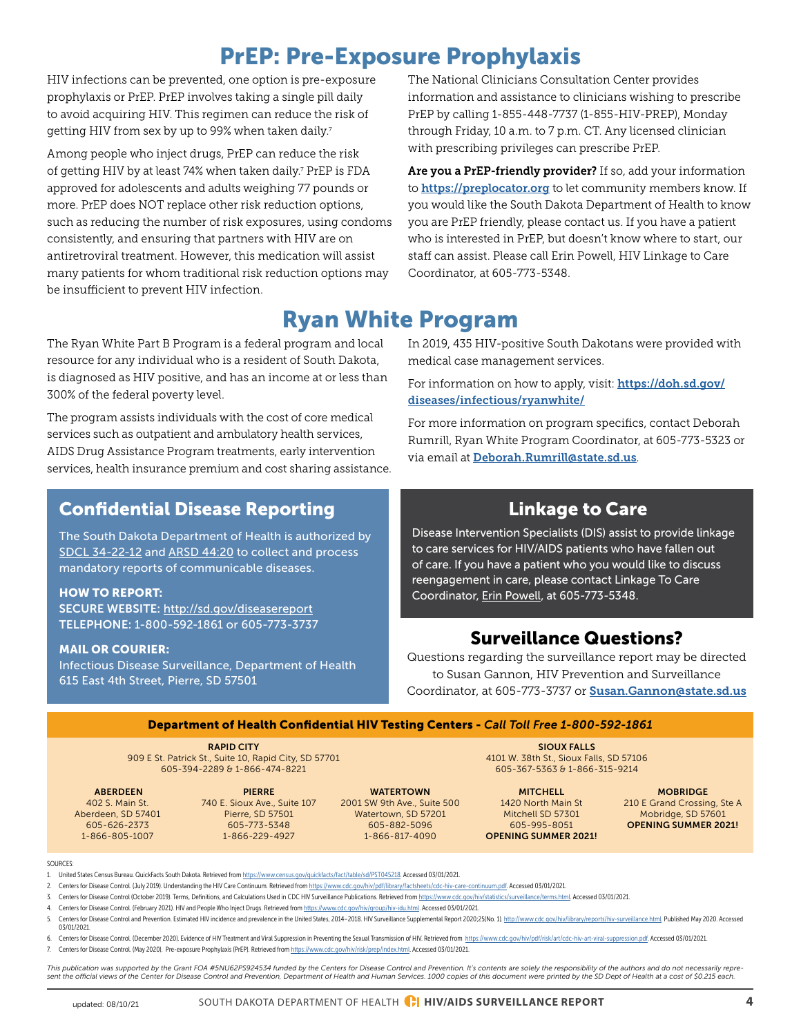# PrEP: Pre-Exposure Prophylaxis

HIV infections can be prevented, one option is pre-exposure prophylaxis or PrEP. PrEP involves taking a single pill daily to avoid acquiring HIV. This regimen can reduce the risk of getting HIV from sex by up to 99% when taken daily.[7]

Among people who inject drugs, PrEP can reduce the risk of getting HIV by at least 74% when taken daily.[7] PrEP is FDA approved for adolescents and adults weighing 77 pounds or more. PrEP does NOT replace other risk reduction options, such as reducing the number of risk exposures, using condoms consistently, and ensuring that partners with HIV are on antiretroviral treatment. However, this medication will assist many patients for whom traditional risk reduction options may be insufficient to prevent HIV infection.

The National Clinicians Consultation Center provides information and assistance to clinicians wishing to prescribe PrEP by calling 1-855-448-7737 (1-855-HIV-PREP), Monday through Friday, 10 a.m. to 7 p.m. CT. Any licensed clinician with prescribing privileges can prescribe PrEP.

**Are you a PrEP-friendly provider?** If so, add your information to **https://preplocator.org** to let community members know. If you would like the South Dakota Department of Health to know you are PrEP friendly, please contact us. If you have a patient who is interested in PrEP, but doesn't know where to start, our staff can assist. Please call Erin Powell, HIV Linkage to Care Coordinator, at 605-773-5348.

# Ryan White Program

The Ryan White Part B Program is a federal program and local resource for any individual who is a resident of South Dakota, is diagnosed as HIV positive, and has an income at or less than 300% of the federal poverty level.

The program assists individuals with the cost of core medical services such as outpatient and ambulatory health services, AIDS Drug Assistance Program treatments, early intervention services, health insurance premium and cost sharing assistance.

In 2019, 435 HIV-positive South Dakotans were provided with medical case management services.

For information on how to apply, visit: **https://doh.sd.gov/diseases/infectious/ryanwhite/**

For more information on program specifics, contact Deborah Rumrill, Ryan White Program Coordinator, at 605-773-5323 or via email at **Deborah.Rumrill@state.sd.us**.

## Confidential Disease Reporting

The South Dakota Department of Health is authorized by SDCL 34-22-12 and ARSD 44:20 to collect and process mandatory reports of communicable diseases.

**HOW TO REPORT:**
**SECURE WEBSITE:** http://sd.gov/diseasereport
**TELEPHONE:** 1-800-592-1861 or 605-773-3737

**MAIL OR COURIER:**
Infectious Disease Surveillance, Department of Health
615 East 4th Street, Pierre, SD 57501

## Linkage to Care

Disease Intervention Specialists (DIS) assist to provide linkage to care services for HIV/AIDS patients who have fallen out of care. If you have a patient who you would like to discuss reengagement in care, please contact Linkage To Care Coordinator, Erin Powell, at 605-773-5348.

## Surveillance Questions?

Questions regarding the surveillance report may be directed to Susan Gannon, HIV Prevention and Surveillance Coordinator, at 605-773-3737 or **Susan.Gannon@state.sd.us**

### Department of Health Confidential HIV Testing Centers - *Call Toll Free 1-800-592-1861*

**RAPID CITY**
909 E St. Patrick St., Suite 10, Rapid City, SD 57701
605-394-2289 & 1-866-474-8221

**SIOUX FALLS**
4101 W. 38th St., Sioux Falls, SD 57106
605-367-5363 & 1-866-315-9214

**ABERDEEN**
402 S. Main St.
Aberdeen, SD 57401
605-626-2373
1-866-805-1007

**PIERRE**
740 E. Sioux Ave., Suite 107
Pierre, SD 57501
605-773-5348
1-866-229-4927

**WATERTOWN**
2001 SW 9th Ave., Suite 500
Watertown, SD 57201
605-882-5096
1-866-817-4090

**MITCHELL**
1420 North Main St
Mitchell SD 57301
605-995-8051
**OPENING SUMMER 2021!**

**MOBRIDGE**
210 E Grand Crossing, Ste A
Mobridge, SD 57601
**OPENING SUMMER 2021!**

SOURCES:

1. United States Census Bureau. QuickFacts South Dakota. Retrieved from https://www.census.gov/quickfacts/fact/table/sd/PST045218. Accessed 03/01/2021.
2. Centers for Disease Control. (July 2019). Understanding the HIV Care Continuum. Retrieved from https://www.cdc.gov/hiv/pdf/library/factsheets/cdc-hiv-care-continuum.pdf. Accessed 03/01/2021.
3. Centers for Disease Control (October 2019). Terms, Definitions, and Calculations Used in CDC HIV Surveillance Publications. Retrieved from https://www.cdc.gov/hiv/statistics/surveillance/terms.html. Accessed 03/01/2021.
4. Centers for Disease Control. (February 2021). HIV and People Who Inject Drugs. Retrieved from https://www.cdc.gov/hiv/group/hiv-idu.html. Accessed 03/01/2021.
5. Centers for Disease Control and Prevention. Estimated HIV incidence and prevalence in the United States, 2014–2018. HIV Surveillance Supplemental Report 2020;25(No. 1). http://www.cdc.gov/hiv/library/reports/hiv-surveillance.html. Published May 2020. Accessed 03/01/2021.
6. Centers for Disease Control. (December 2020). Evidence of HIV Treatment and Viral Suppression in Preventing the Sexual Transmission of HIV. Retrieved from https://www.cdc.gov/hiv/pdf/risk/art/cdc-hiv-art-viral-suppression.pdf. Accessed 03/01/2021.
7. Centers for Disease Control. (May 2020). Pre-exposure Prophylaxis (PrEP). Retrieved from https://www.cdc.gov/hiv/risk/prep/index.html. Accessed 03/01/2021.

*This publication was supported by the Grant FOA #5NU62PS924534 funded by the Centers for Disease Control and Prevention. It's contents are solely the responsibility of the authors and do not necessarily represent the official views of the Center for Disease Control and Prevention, Department of Health and Human Services. 1000 copies of this document were printed by the SD Dept of Health at a cost of $0.215 each.*

updated: 08/10/21